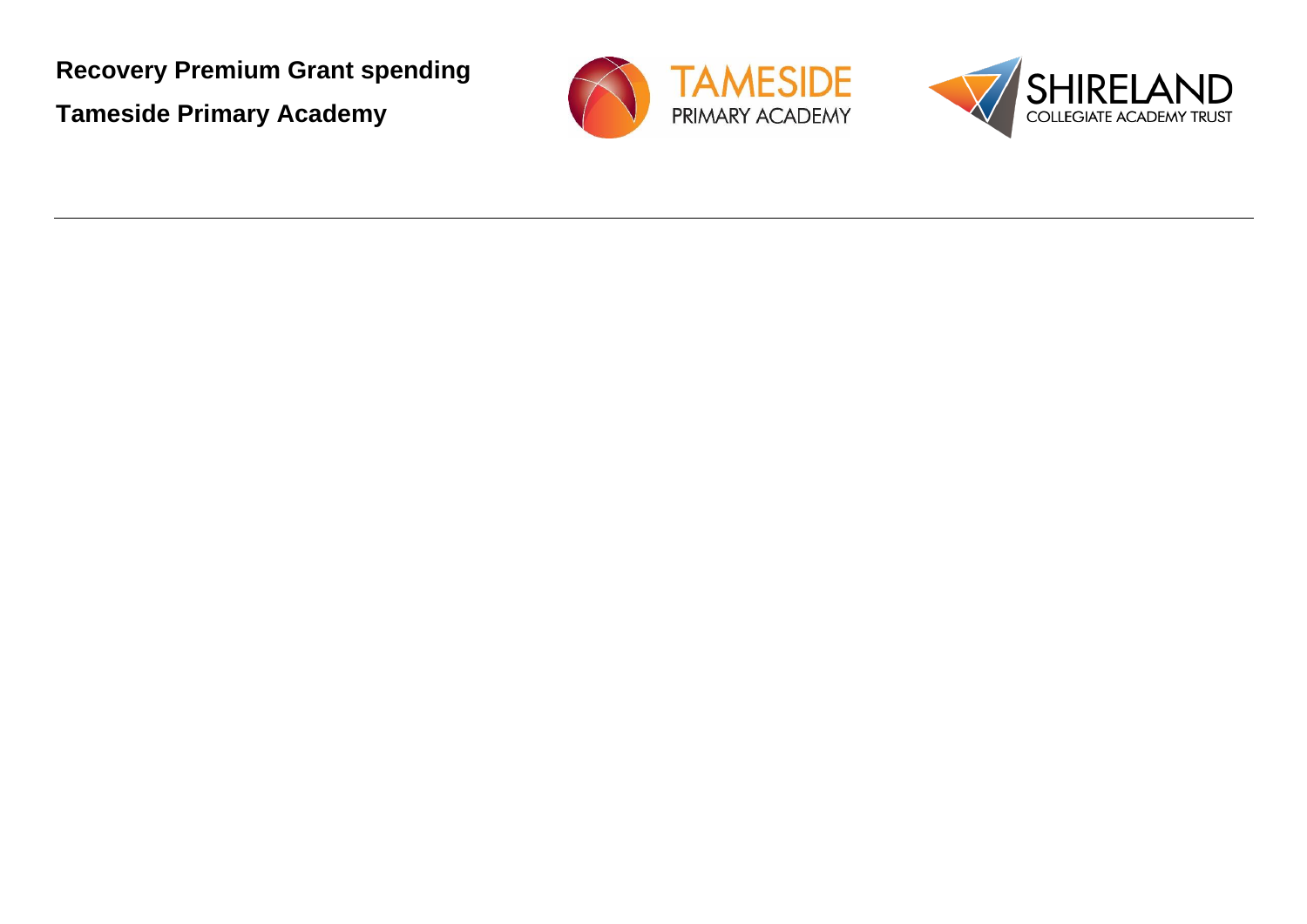**Recovery Premium Grant spending**

**Tameside Primary Academy**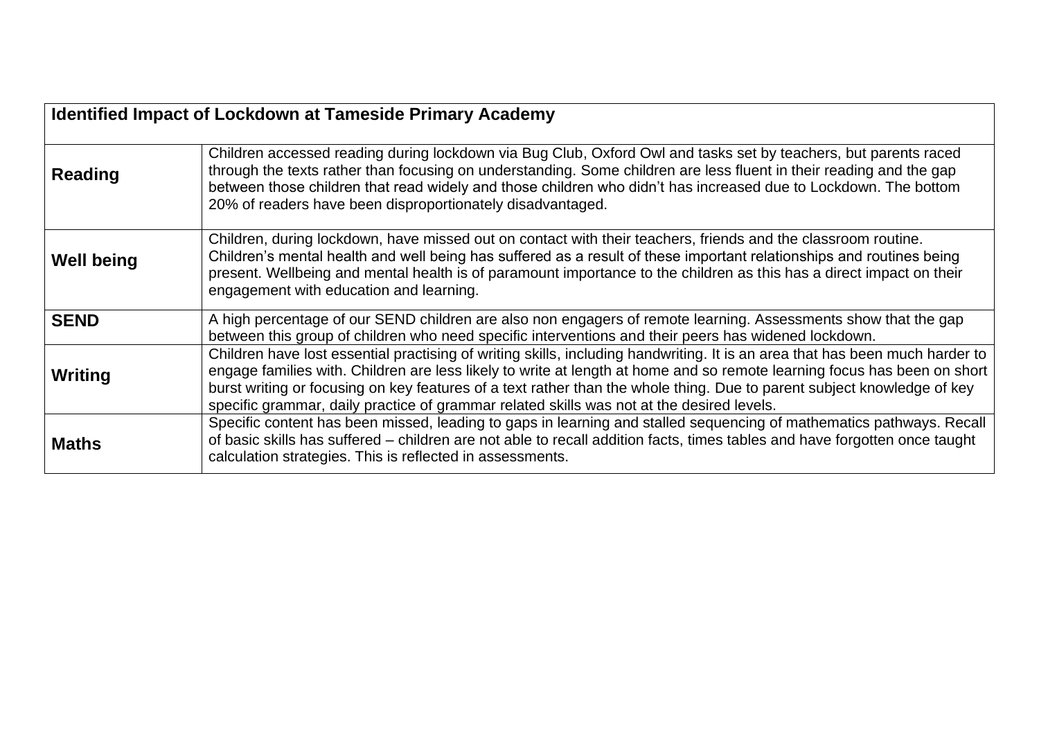| Identified Impact of Lockdown at Tameside Primary Academy | |
|---|---|
| **Reading** | Children accessed reading during lockdown via Bug Club, Oxford Owl and tasks set by teachers, but parents raced through the texts rather than focusing on understanding. Some children are less fluent in their reading and the gap between those children that read widely and those children who didn't has increased due to Lockdown. The bottom 20% of readers have been disproportionately disadvantaged. |
| **Well being** | Children, during lockdown, have missed out on contact with their teachers, friends and the classroom routine. Children's mental health and well being has suffered as a result of these important relationships and routines being present. Wellbeing and mental health is of paramount importance to the children as this has a direct impact on their engagement with education and learning. |
| **SEND** | A high percentage of our SEND children are also non engagers of remote learning. Assessments show that the gap between this group of children who need specific interventions and their peers has widened lockdown. |
| **Writing** | Children have lost essential practising of writing skills, including handwriting. It is an area that has been much harder to engage families with. Children are less likely to write at length at home and so remote learning focus has been on short burst writing or focusing on key features of a text rather than the whole thing. Due to parent subject knowledge of key specific grammar, daily practice of grammar related skills was not at the desired levels. |
| **Maths** | Specific content has been missed, leading to gaps in learning and stalled sequencing of mathematics pathways. Recall of basic skills has suffered – children are not able to recall addition facts, times tables and have forgotten once taught calculation strategies. This is reflected in assessments. |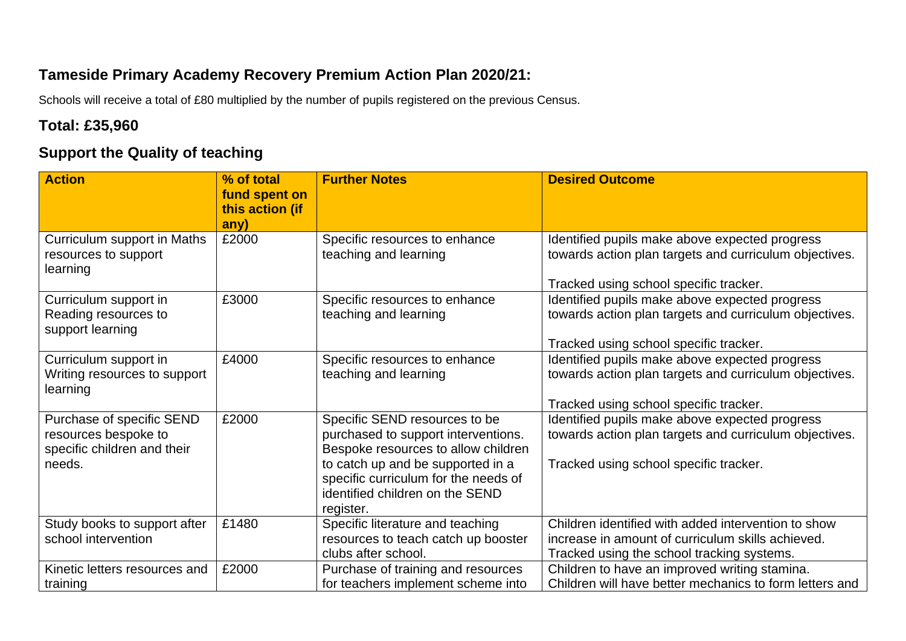## Tameside Primary Academy Recovery Premium Action Plan 2020/21:

Schools will receive a total of £80 multiplied by the number of pupils registered on the previous Census.

### Total: £35,960

### Support the Quality of teaching

| Action | % of total fund spent on this action (if any) | Further Notes | Desired Outcome |
|---|---|---|---|
| Curriculum support in Maths resources to support learning | £2000 | Specific resources to enhance teaching and learning | Identified pupils make above expected progress towards action plan targets and curriculum objectives.<br><br>Tracked using school specific tracker. |
| Curriculum support in Reading resources to support learning | £3000 | Specific resources to enhance teaching and learning | Identified pupils make above expected progress towards action plan targets and curriculum objectives.<br><br>Tracked using school specific tracker. |
| Curriculum support in Writing resources to support learning | £4000 | Specific resources to enhance teaching and learning | Identified pupils make above expected progress towards action plan targets and curriculum objectives.<br><br>Tracked using school specific tracker. |
| Purchase of specific SEND resources bespoke to specific children and their needs. | £2000 | Specific SEND resources to be purchased to support interventions. Bespoke resources to allow children to catch up and be supported in a specific curriculum for the needs of identified children on the SEND register. | Identified pupils make above expected progress towards action plan targets and curriculum objectives.<br><br>Tracked using school specific tracker. |
| Study books to support after school intervention | £1480 | Specific literature and teaching resources to teach catch up booster clubs after school. | Children identified with added intervention to show increase in amount of curriculum skills achieved. Tracked using the school tracking systems. |
| Kinetic letters resources and training | £2000 | Purchase of training and resources for teachers implement scheme into | Children to have an improved writing stamina. Children will have better mechanics to form letters and |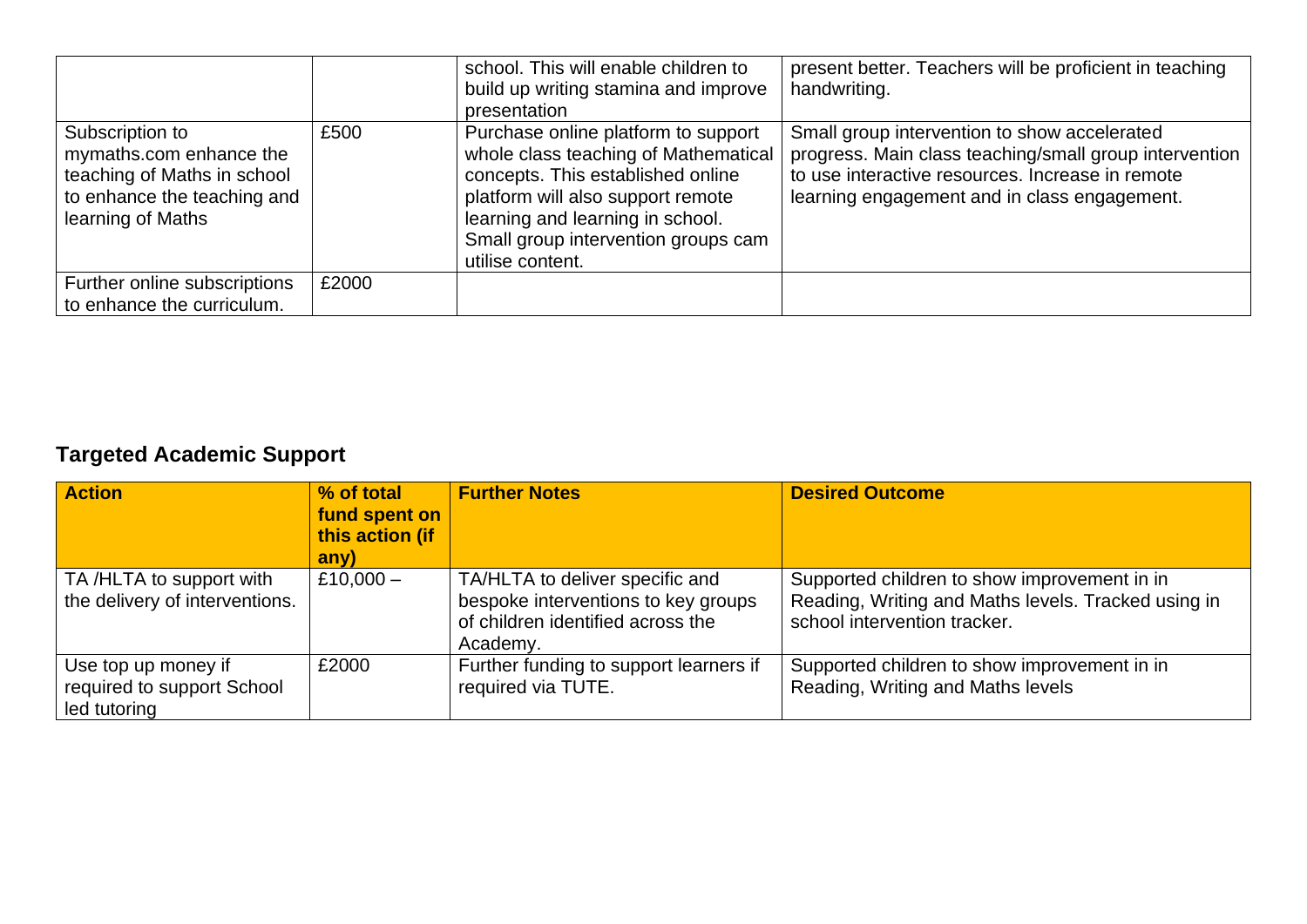|  |  | school. This will enable children to build up writing stamina and improve presentation | present better. Teachers will be proficient in teaching handwriting. |
|---|---|---|---|
| Subscription to mymaths.com enhance the teaching of Maths in school to enhance the teaching and learning of Maths | £500 | Purchase online platform to support whole class teaching of Mathematical concepts. This established online platform will also support remote learning and learning in school. Small group intervention groups cam utilise content. | Small group intervention to show accelerated progress. Main class teaching/small group intervention to use interactive resources. Increase in remote learning engagement and in class engagement. |
| Further online subscriptions to enhance the curriculum. | £2000 |  |  |

## Targeted Academic Support

| Action | % of total fund spent on this action (if any) | Further Notes | Desired Outcome |
|---|---|---|---|
| TA /HLTA to support with the delivery of interventions. | £10,000 – | TA/HLTA to deliver specific and bespoke interventions to key groups of children identified across the Academy. | Supported children to show improvement in in Reading, Writing and Maths levels. Tracked using in school intervention tracker. |
| Use top up money if required to support School led tutoring | £2000 | Further funding to support learners if required via TUTE. | Supported children to show improvement in in Reading, Writing and Maths levels |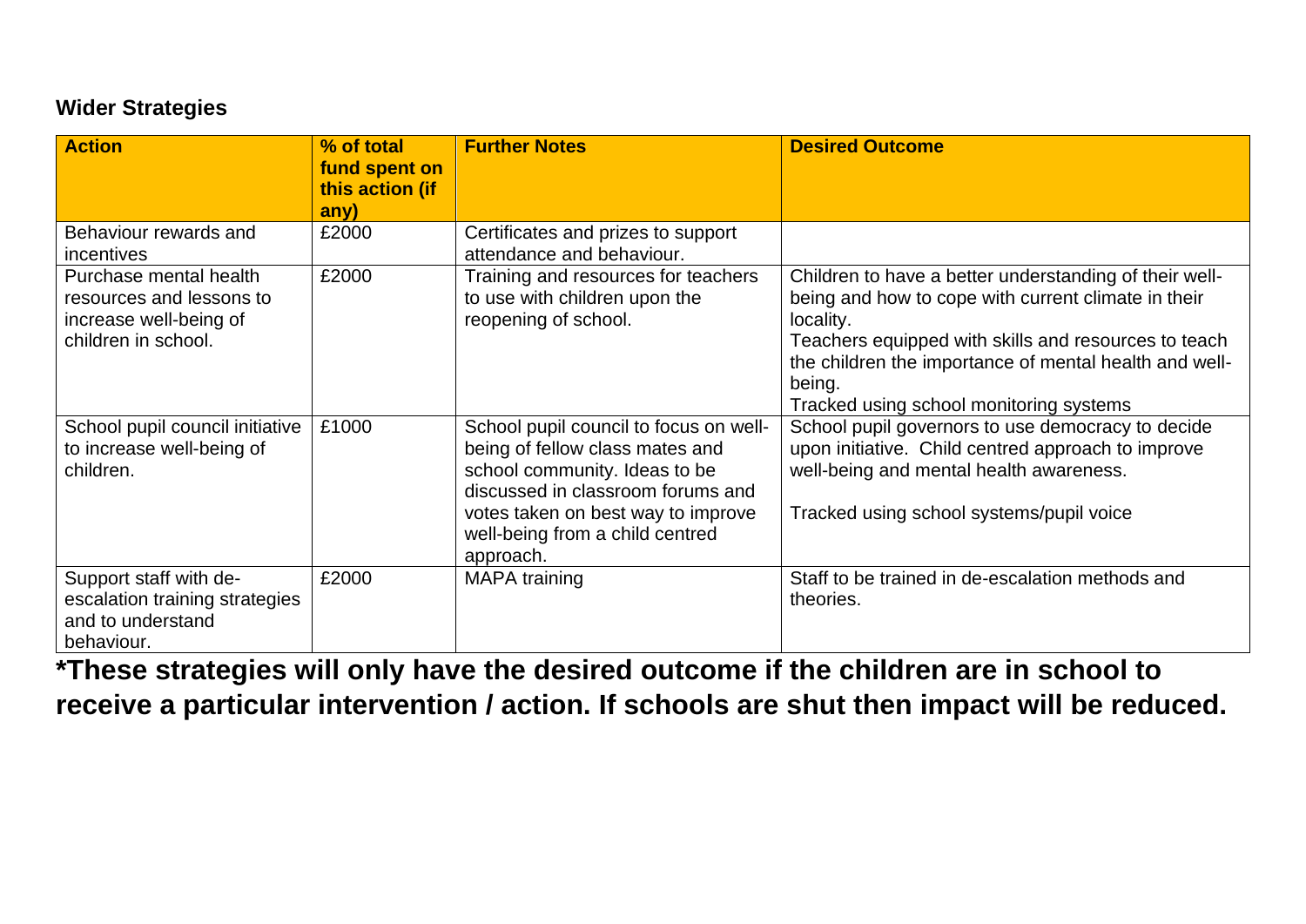**Wider Strategies**

| Action | % of total fund spent on this action (if any) | Further Notes | Desired Outcome |
|---|---|---|---|
| Behaviour rewards and incentives | £2000 | Certificates and prizes to support attendance and behaviour. | |
| Purchase mental health resources and lessons to increase well-being of children in school. | £2000 | Training and resources for teachers to use with children upon the reopening of school. | Children to have a better understanding of their well-being and how to cope with current climate in their locality.<br>Teachers equipped with skills and resources to teach the children the importance of mental health and well-being.<br>Tracked using school monitoring systems |
| School pupil council initiative to increase well-being of children. | £1000 | School pupil council to focus on well-being of fellow class mates and school community. Ideas to be discussed in classroom forums and votes taken on best way to improve well-being from a child centred approach. | School pupil governors to use democracy to decide upon initiative. Child centred approach to improve well-being and mental health awareness.<br><br>Tracked using school systems/pupil voice |
| Support staff with de-escalation training strategies and to understand behaviour. | £2000 | MAPA training | Staff to be trained in de-escalation methods and theories. |

**\*These strategies will only have the desired outcome if the children are in school to receive a particular intervention / action. If schools are shut then impact will be reduced.**